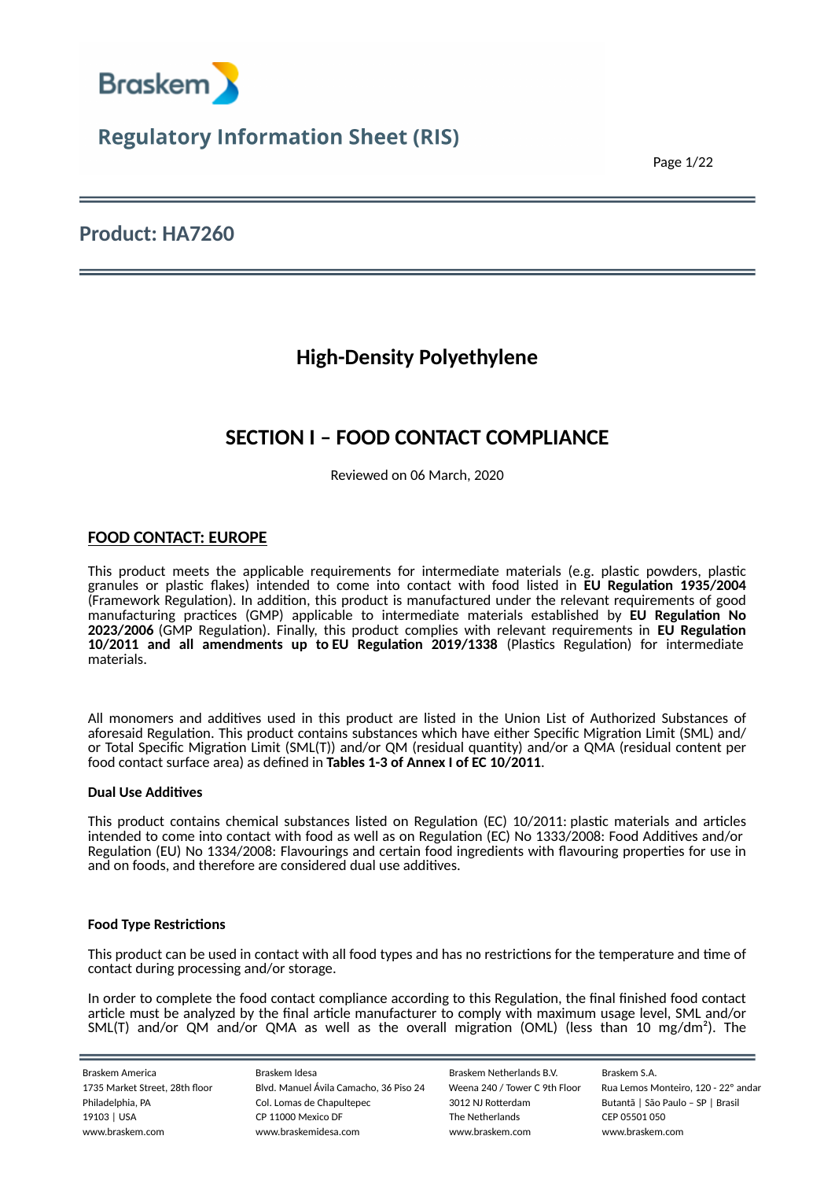Braskem

# Regulatory Information Sheet (RIS)

## Product: HA7260

### High-Density Polyethylene

## SECTION I – FOOD CONTACT COMPLIANCE

Reviewed on 06 March, 2020

### FOOD CONTACT: EUROPE

This product meets the applicable requirements for intermediate materials (e.g. plastic powders, plastic granules or plastic flakes) intended to come into contact with food listed in **EU Regulation 1935/2004** (Framework Regulation). In addition, this product is manufactured under the relevant requirements of good manufacturing practices (GMP) applicable to intermediate materials established by **EU Regulation No 2023/2006** (GMP Regulation). Finally, this product complies with relevant requirements in **EU Regulation 10/2011 and all amendments up to EU Regulation 2019/1338** (Plastics Regulation) for intermediate materials.

All monomers and additives used in this product are listed in the Union List of Authorized Substances of aforesaid Regulation. This product contains substances which have either Specific Migration Limit (SML) and/or Total Specific Migration Limit (SML(T)) and/or QM (residual quantity) and/or a QMA (residual content per food contact surface area) as defined in **Tables 1-3 of Annex I of EC 10/2011**.

#### Dual Use Additives

This product contains chemical substances listed on Regulation (EC) 10/2011: plastic materials and articles intended to come into contact with food as well as on Regulation (EC) No 1333/2008: Food Additives and/or Regulation (EU) No 1334/2008: Flavourings and certain food ingredients with flavouring properties for use in and on foods, and therefore are considered dual use additives.

#### Food Type Restrictions

This product can be used in contact with all food types and has no restrictions for the temperature and time of contact during processing and/or storage.

In order to complete the food contact compliance according to this Regulation, the final finished food contact article must be analyzed by the final article manufacturer to comply with maximum usage level, SML and/or SML(T) and/or QM and/or QMA as well as the overall migration (OML) (less than 10 mg/dm$^2$). The

Braskem America
1735 Market Street, 28th floor
Philadelphia, PA
19103 | USA
www.braskem.com

Braskem Idesa
Blvd. Manuel Ávila Camacho, 36 Piso 24
Col. Lomas de Chapultepec
CP 11000 Mexico DF
www.braskemidesa.com

Braskem Netherlands B.V.
Weena 240 / Tower C 9th Floor
3012 NJ Rotterdam
The Netherlands
www.braskem.com

Braskem S.A.
Rua Lemos Monteiro, 120 - 22° andar
Butantã | São Paulo – SP | Brasil
CEP 05501 050
www.braskem.com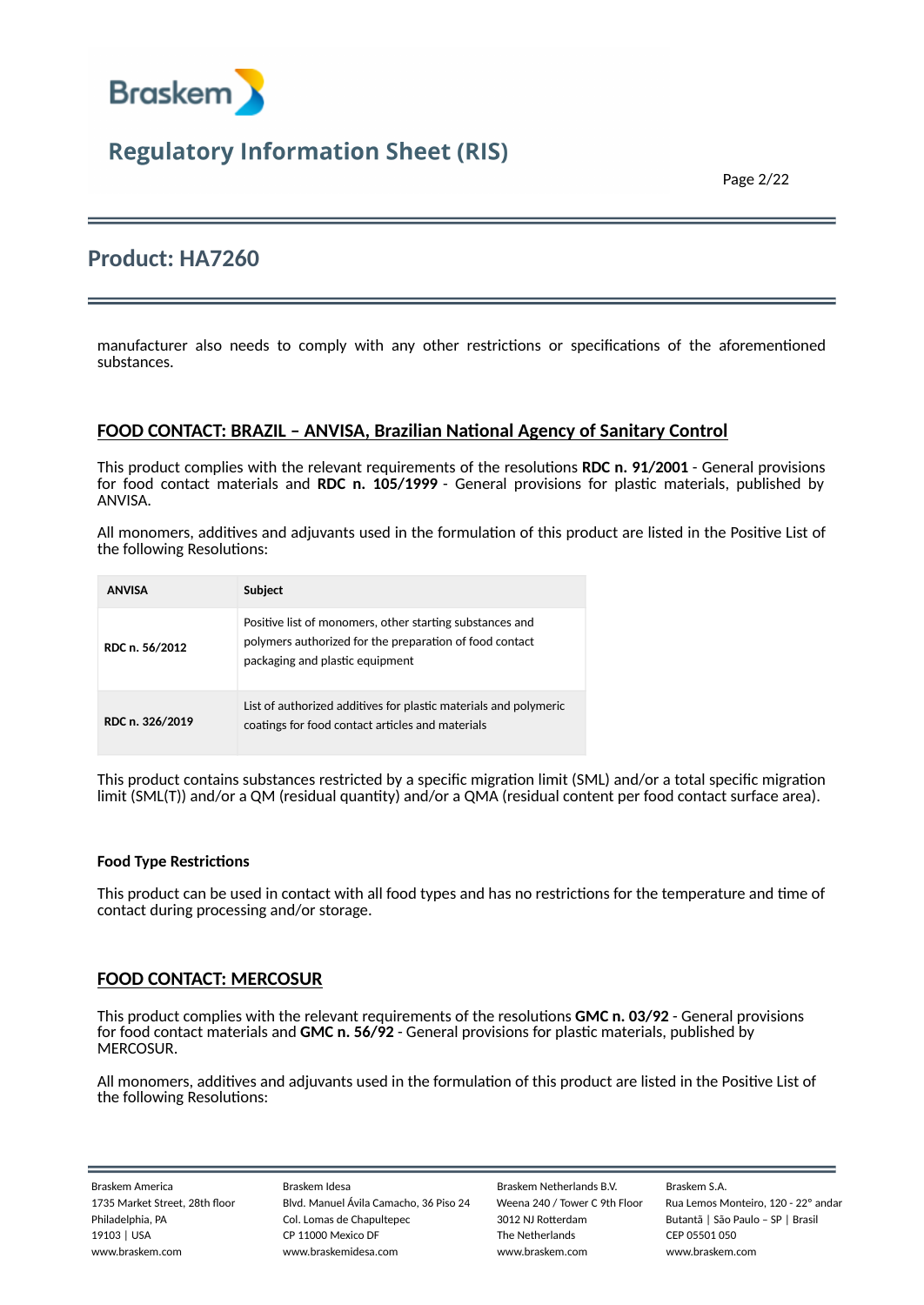manufacturer also needs to comply with any other restrictions or specifications of the aforementioned substances.

## FOOD CONTACT: BRAZIL – ANVISA, Brazilian National Agency of Sanitary Control

This product complies with the relevant requirements of the resolutions **RDC n. 91/2001** - General provisions for food contact materials and **RDC n. 105/1999** - General provisions for plastic materials, published by ANVISA.

All monomers, additives and adjuvants used in the formulation of this product are listed in the Positive List of the following Resolutions:

| ANVISA | Subject |
|---|---|
| **RDC n. 56/2012** | Positive list of monomers, other starting substances and polymers authorized for the preparation of food contact packaging and plastic equipment |
| **RDC n. 326/2019** | List of authorized additives for plastic materials and polymeric coatings for food contact articles and materials |

This product contains substances restricted by a specific migration limit (SML) and/or a total specific migration limit (SML(T)) and/or a QM (residual quantity) and/or a QMA (residual content per food contact surface area).

### Food Type Restrictions

This product can be used in contact with all food types and has no restrictions for the temperature and time of contact during processing and/or storage.

## FOOD CONTACT: MERCOSUR

This product complies with the relevant requirements of the resolutions **GMC n. 03/92** - General provisions for food contact materials and **GMC n. 56/92** - General provisions for plastic materials, published by MERCOSUR.

All monomers, additives and adjuvants used in the formulation of this product are listed in the Positive List of the following Resolutions: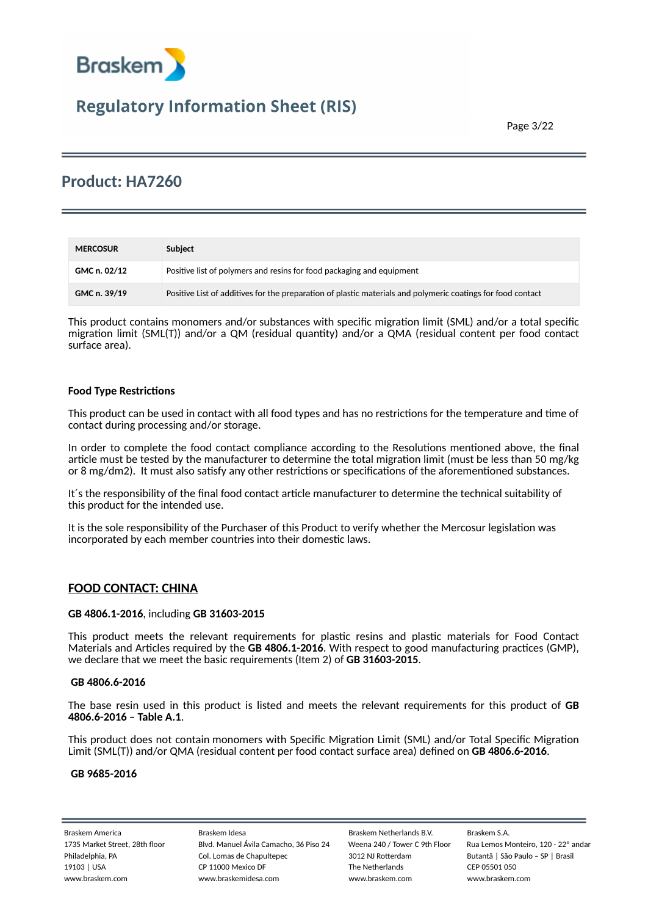## Product: HA7260

| MERCOSUR | Subject |
|---|---|
| GMC n. 02/12 | Positive list of polymers and resins for food packaging and equipment |
| GMC n. 39/19 | Positive List of additives for the preparation of plastic materials and polymeric coatings for food contact |

This product contains monomers and/or substances with specific migration limit (SML) and/or a total specific migration limit (SML(T)) and/or a QM (residual quantity) and/or a QMA (residual content per food contact surface area).

**Food Type Restrictions**

This product can be used in contact with all food types and has no restrictions for the temperature and time of contact during processing and/or storage.

In order to complete the food contact compliance according to the Resolutions mentioned above, the final article must be tested by the manufacturer to determine the total migration limit (must be less than 50 mg/kg or 8 mg/dm2). It must also satisfy any other restrictions or specifications of the aforementioned substances.

It´s the responsibility of the final food contact article manufacturer to determine the technical suitability of this product for the intended use.

It is the sole responsibility of the Purchaser of this Product to verify whether the Mercosur legislation was incorporated by each member countries into their domestic laws.

## FOOD CONTACT: CHINA

**GB 4806.1-2016**, including **GB 31603-2015**

This product meets the relevant requirements for plastic resins and plastic materials for Food Contact Materials and Articles required by the **GB 4806.1-2016**. With respect to good manufacturing practices (GMP), we declare that we meet the basic requirements (Item 2) of **GB 31603-2015**.

**GB 4806.6-2016**

The base resin used in this product is listed and meets the relevant requirements for this product of **GB 4806.6-2016 – Table A.1**.

This product does not contain monomers with Specific Migration Limit (SML) and/or Total Specific Migration Limit (SML(T)) and/or QMA (residual content per food contact surface area) defined on **GB 4806.6-2016**.

**GB 9685-2016**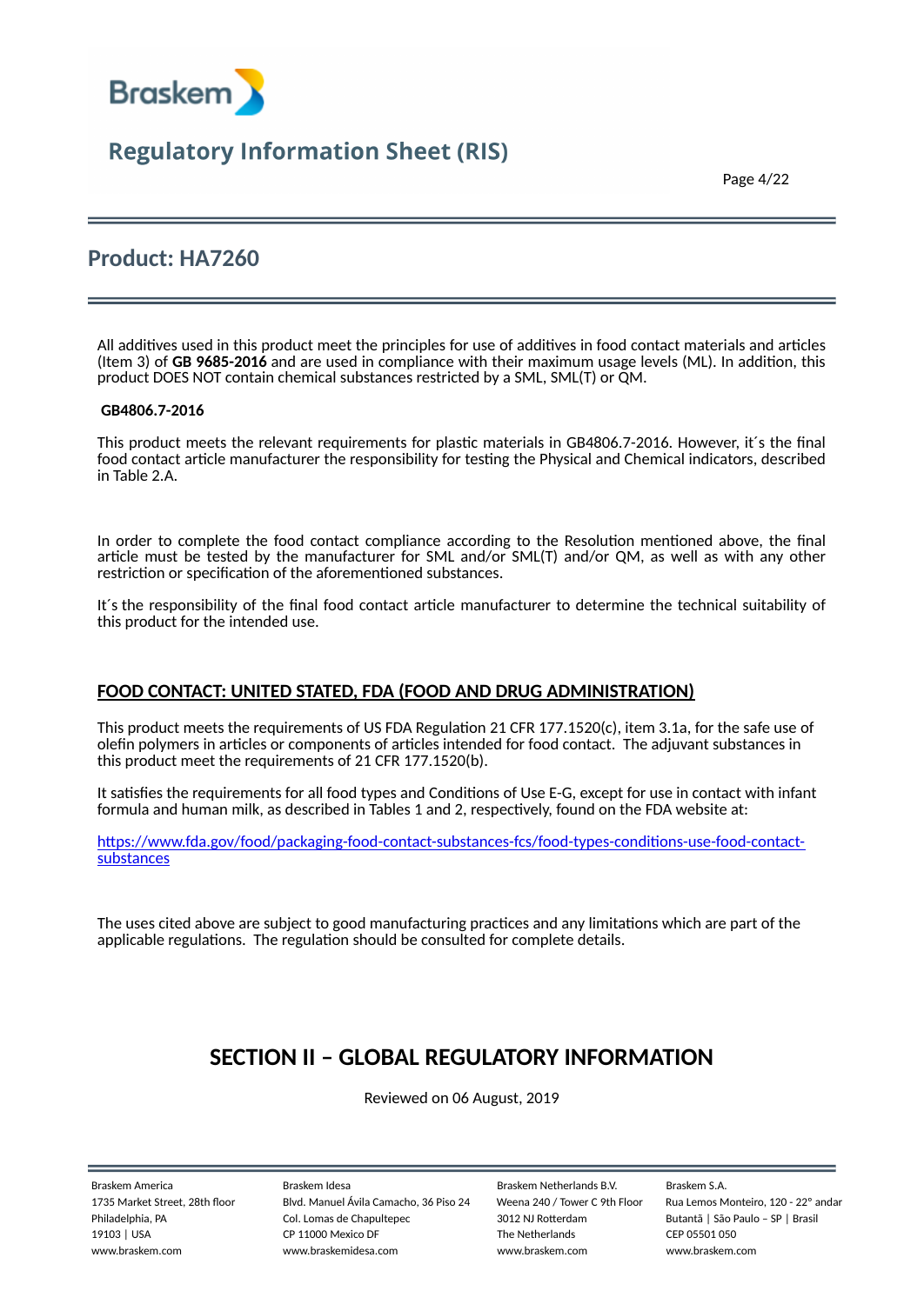## Product: HA7260

All additives used in this product meet the principles for use of additives in food contact materials and articles (Item 3) of **GB 9685-2016** and are used in compliance with their maximum usage levels (ML). In addition, this product DOES NOT contain chemical substances restricted by a SML, SML(T) or QM.

**GB4806.7-2016**

This product meets the relevant requirements for plastic materials in GB4806.7-2016. However, it´s the final food contact article manufacturer the responsibility for testing the Physical and Chemical indicators, described in Table 2.A.

In order to complete the food contact compliance according to the Resolution mentioned above, the final article must be tested by the manufacturer for SML and/or SML(T) and/or QM, as well as with any other restriction or specification of the aforementioned substances.

It´s the responsibility of the final food contact article manufacturer to determine the technical suitability of this product for the intended use.

**FOOD CONTACT: UNITED STATED, FDA (FOOD AND DRUG ADMINISTRATION)**

This product meets the requirements of US FDA Regulation 21 CFR 177.1520(c), item 3.1a, for the safe use of olefin polymers in articles or components of articles intended for food contact. The adjuvant substances in this product meet the requirements of 21 CFR 177.1520(b).

It satisfies the requirements for all food types and Conditions of Use E-G, except for use in contact with infant formula and human milk, as described in Tables 1 and 2, respectively, found on the FDA website at:

https://www.fda.gov/food/packaging-food-contact-substances-fcs/food-types-conditions-use-food-contact-substances

The uses cited above are subject to good manufacturing practices and any limitations which are part of the applicable regulations. The regulation should be consulted for complete details.

# SECTION II – GLOBAL REGULATORY INFORMATION

Reviewed on 06 August, 2019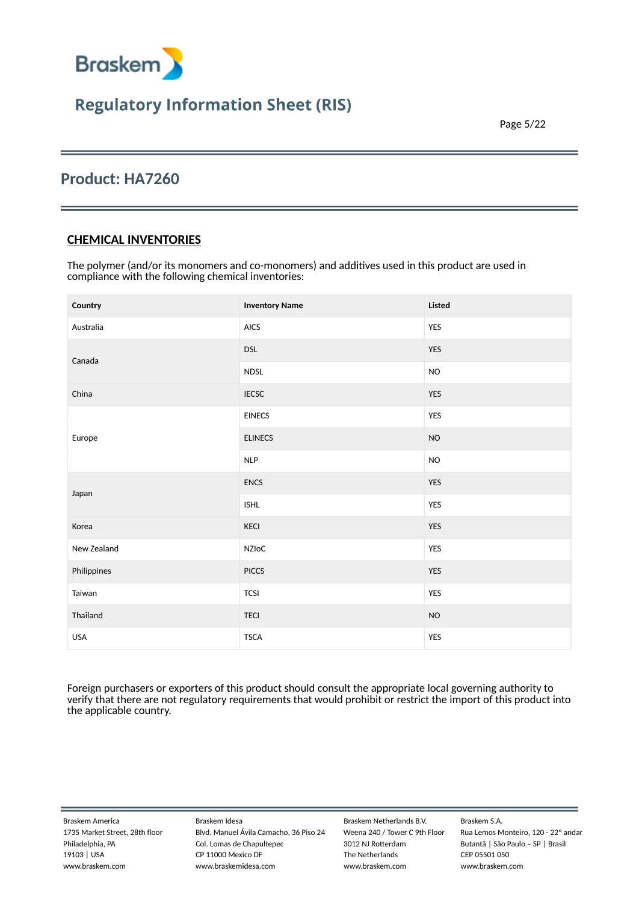## Product: HA7260

### CHEMICAL INVENTORIES

The polymer (and/or its monomers and co-monomers) and additives used in this product are used in compliance with the following chemical inventories:

| Country | Inventory Name | Listed |
|---|---|---|
| Australia | AICS | YES |
| Canada | DSL | YES |
| | NDSL | NO |
| China | IECSC | YES |
| Europe | EINECS | YES |
| | ELINECS | NO |
| | NLP | NO |
| Japan | ENCS | YES |
| | ISHL | YES |
| Korea | KECI | YES |
| New Zealand | NZIoC | YES |
| Philippines | PICCS | YES |
| Taiwan | TCSI | YES |
| Thailand | TECI | NO |
| USA | TSCA | YES |

Foreign purchasers or exporters of this product should consult the appropriate local governing authority to verify that there are not regulatory requirements that would prohibit or restrict the import of this product into the applicable country.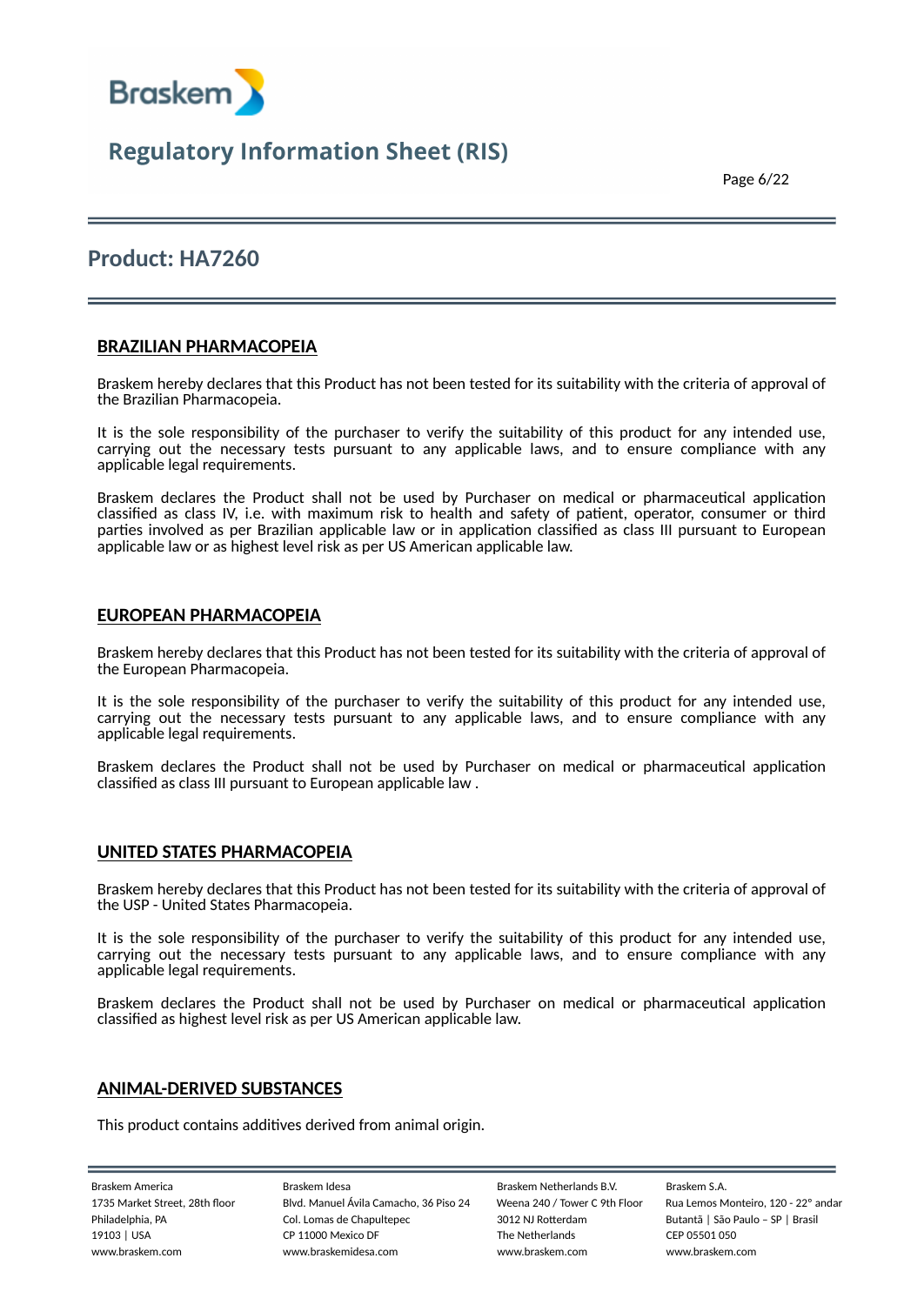## Product: HA7260

### BRAZILIAN PHARMACOPEIA

Braskem hereby declares that this Product has not been tested for its suitability with the criteria of approval of the Brazilian Pharmacopeia.

It is the sole responsibility of the purchaser to verify the suitability of this product for any intended use, carrying out the necessary tests pursuant to any applicable laws, and to ensure compliance with any applicable legal requirements.

Braskem declares the Product shall not be used by Purchaser on medical or pharmaceutical application classified as class IV, i.e. with maximum risk to health and safety of patient, operator, consumer or third parties involved as per Brazilian applicable law or in application classified as class III pursuant to European applicable law or as highest level risk as per US American applicable law.

### EUROPEAN PHARMACOPEIA

Braskem hereby declares that this Product has not been tested for its suitability with the criteria of approval of the European Pharmacopeia.

It is the sole responsibility of the purchaser to verify the suitability of this product for any intended use, carrying out the necessary tests pursuant to any applicable laws, and to ensure compliance with any applicable legal requirements.

Braskem declares the Product shall not be used by Purchaser on medical or pharmaceutical application classified as class III pursuant to European applicable law .

### UNITED STATES PHARMACOPEIA

Braskem hereby declares that this Product has not been tested for its suitability with the criteria of approval of the USP - United States Pharmacopeia.

It is the sole responsibility of the purchaser to verify the suitability of this product for any intended use, carrying out the necessary tests pursuant to any applicable laws, and to ensure compliance with any applicable legal requirements.

Braskem declares the Product shall not be used by Purchaser on medical or pharmaceutical application classified as highest level risk as per US American applicable law.

### ANIMAL-DERIVED SUBSTANCES

This product contains additives derived from animal origin.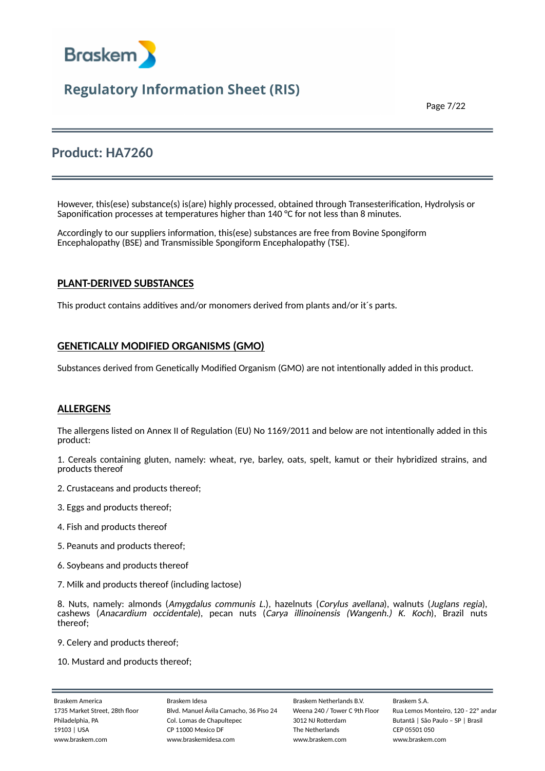However, this(ese) substance(s) is(are) highly processed, obtained through Transesterification, Hydrolysis or Saponification processes at temperatures higher than 140 °C for not less than 8 minutes.

Accordingly to our suppliers information, this(ese) substances are free from Bovine Spongiform Encephalopathy (BSE) and Transmissible Spongiform Encephalopathy (TSE).

## PLANT-DERIVED SUBSTANCES

This product contains additives and/or monomers derived from plants and/or it´s parts.

## GENETICALLY MODIFIED ORGANISMS (GMO)

Substances derived from Genetically Modified Organism (GMO) are not intentionally added in this product.

## ALLERGENS

The allergens listed on Annex II of Regulation (EU) No 1169/2011 and below are not intentionally added in this product:

1. Cereals containing gluten, namely: wheat, rye, barley, oats, spelt, kamut or their hybridized strains, and products thereof

2. Crustaceans and products thereof;

3. Eggs and products thereof;

4. Fish and products thereof

5. Peanuts and products thereof;

6. Soybeans and products thereof

7. Milk and products thereof (including lactose)

8. Nuts, namely: almonds (*Amygdalus communis L.*), hazelnuts (*Corylus avellana*), walnuts (*Juglans regia*), cashews (*Anacardium occidentale*), pecan nuts (*Carya illinoinensis (Wangenh.) K. Koch*), Brazil nuts thereof;

9. Celery and products thereof;

10. Mustard and products thereof;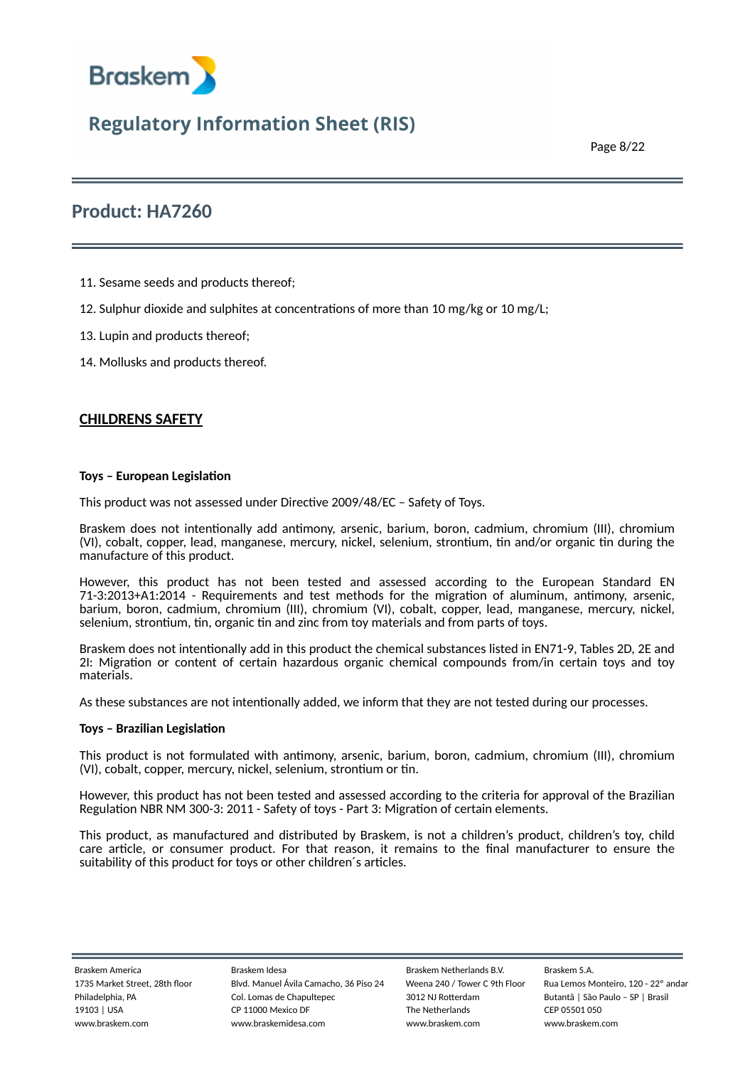11. Sesame seeds and products thereof;

12. Sulphur dioxide and sulphites at concentrations of more than 10 mg/kg or 10 mg/L;

13. Lupin and products thereof;

14. Mollusks and products thereof.

## CHILDRENS SAFETY

**Toys – European Legislation**

This product was not assessed under Directive 2009/48/EC – Safety of Toys.

Braskem does not intentionally add antimony, arsenic, barium, boron, cadmium, chromium (III), chromium (VI), cobalt, copper, lead, manganese, mercury, nickel, selenium, strontium, tin and/or organic tin during the manufacture of this product.

However, this product has not been tested and assessed according to the European Standard EN 71-3:2013+A1:2014 - Requirements and test methods for the migration of aluminum, antimony, arsenic, barium, boron, cadmium, chromium (III), chromium (VI), cobalt, copper, lead, manganese, mercury, nickel, selenium, strontium, tin, organic tin and zinc from toy materials and from parts of toys.

Braskem does not intentionally add in this product the chemical substances listed in EN71-9, Tables 2D, 2E and 2I: Migration or content of certain hazardous organic chemical compounds from/in certain toys and toy materials.

As these substances are not intentionally added, we inform that they are not tested during our processes.

**Toys – Brazilian Legislation**

This product is not formulated with antimony, arsenic, barium, boron, cadmium, chromium (III), chromium (VI), cobalt, copper, mercury, nickel, selenium, strontium or tin.

However, this product has not been tested and assessed according to the criteria for approval of the Brazilian Regulation NBR NM 300-3: 2011 - Safety of toys - Part 3: Migration of certain elements.

This product, as manufactured and distributed by Braskem, is not a children's product, children's toy, child care article, or consumer product. For that reason, it remains to the final manufacturer to ensure the suitability of this product for toys or other children´s articles.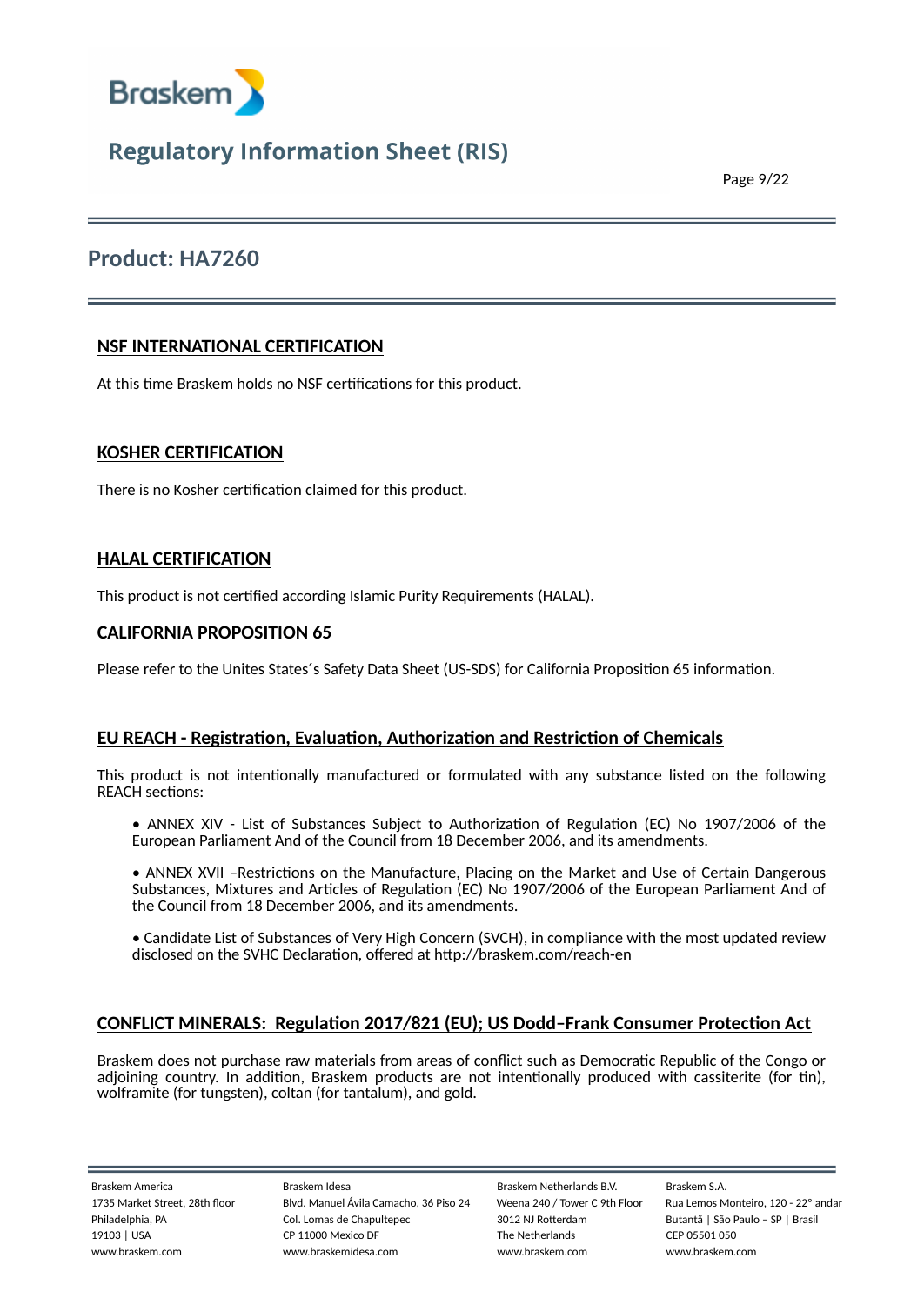# Product: HA7260

## NSF INTERNATIONAL CERTIFICATION

At this time Braskem holds no NSF certifications for this product.

## KOSHER CERTIFICATION

There is no Kosher certification claimed for this product.

## HALAL CERTIFICATION

This product is not certified according Islamic Purity Requirements (HALAL).

## CALIFORNIA PROPOSITION 65

Please refer to the Unites States´s Safety Data Sheet (US-SDS) for California Proposition 65 information.

## EU REACH - Registration, Evaluation, Authorization and Restriction of Chemicals

This product is not intentionally manufactured or formulated with any substance listed on the following REACH sections:

- ANNEX XIV - List of Substances Subject to Authorization of Regulation (EC) No 1907/2006 of the European Parliament And of the Council from 18 December 2006, and its amendments.
- ANNEX XVII –Restrictions on the Manufacture, Placing on the Market and Use of Certain Dangerous Substances, Mixtures and Articles of Regulation (EC) No 1907/2006 of the European Parliament And of the Council from 18 December 2006, and its amendments.
- Candidate List of Substances of Very High Concern (SVCH), in compliance with the most updated review disclosed on the SVHC Declaration, offered at http://braskem.com/reach-en

## CONFLICT MINERALS: Regulation 2017/821 (EU); US Dodd–Frank Consumer Protection Act

Braskem does not purchase raw materials from areas of conflict such as Democratic Republic of the Congo or adjoining country. In addition, Braskem products are not intentionally produced with cassiterite (for tin), wolframite (for tungsten), coltan (for tantalum), and gold.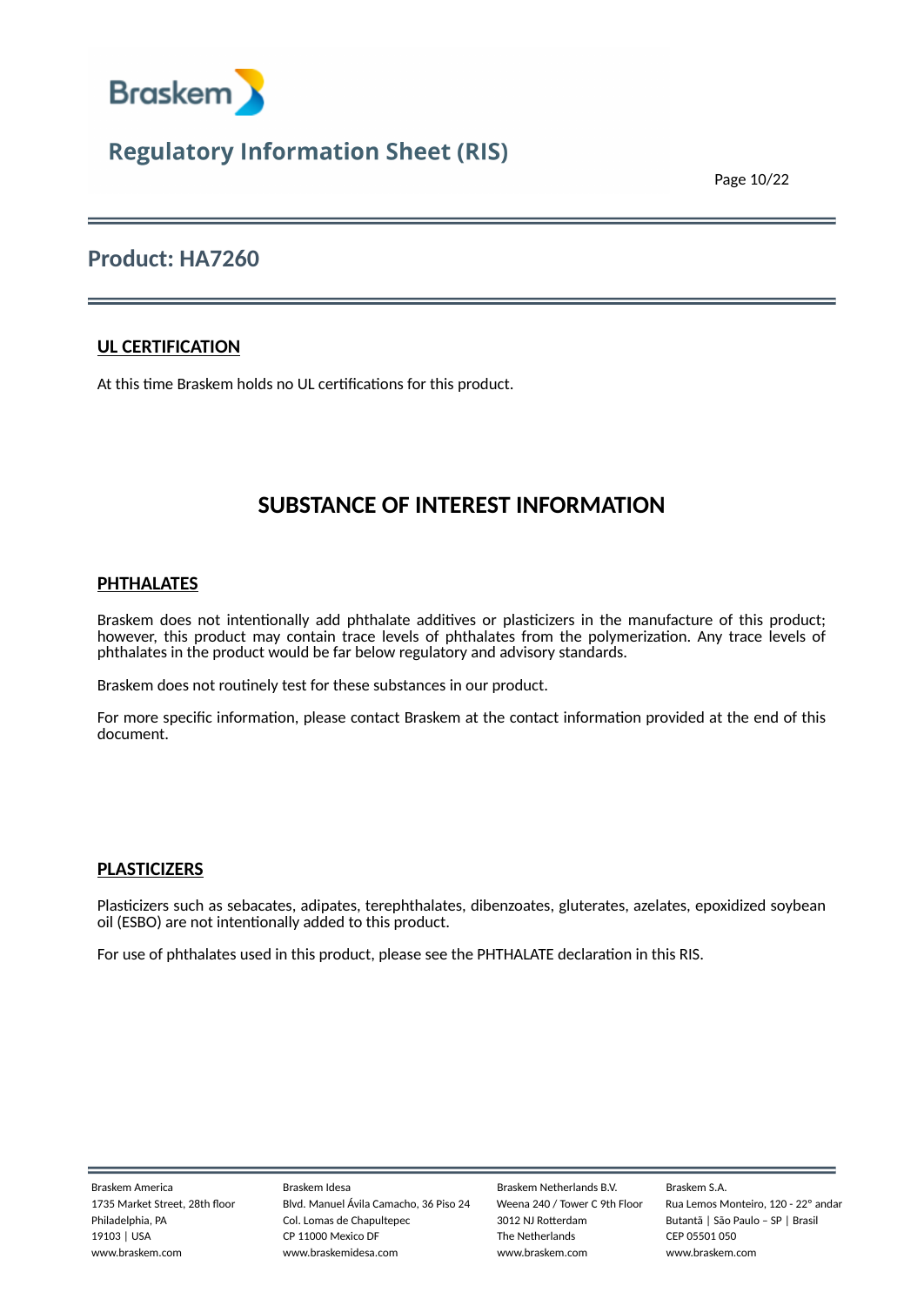## Product: HA7260

### UL CERTIFICATION

At this time Braskem holds no UL certifications for this product.

## SUBSTANCE OF INTEREST INFORMATION

### PHTHALATES

Braskem does not intentionally add phthalate additives or plasticizers in the manufacture of this product; however, this product may contain trace levels of phthalates from the polymerization. Any trace levels of phthalates in the product would be far below regulatory and advisory standards.

Braskem does not routinely test for these substances in our product.

For more specific information, please contact Braskem at the contact information provided at the end of this document.

### PLASTICIZERS

Plasticizers such as sebacates, adipates, terephthalates, dibenzoates, gluterates, azelates, epoxidized soybean oil (ESBO) are not intentionally added to this product.

For use of phthalates used in this product, please see the PHTHALATE declaration in this RIS.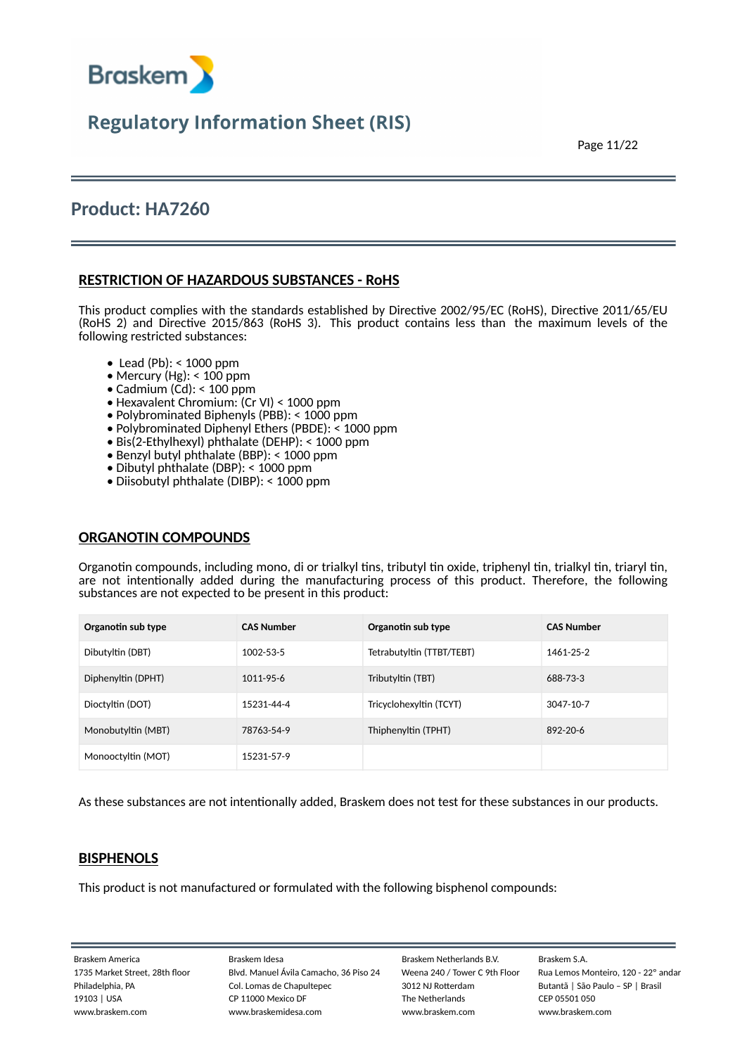## Product: HA7260

### RESTRICTION OF HAZARDOUS SUBSTANCES - RoHS

This product complies with the standards established by Directive 2002/95/EC (RoHS), Directive 2011/65/EU (RoHS 2) and Directive 2015/863 (RoHS 3). This product contains less than the maximum levels of the following restricted substances:

- Lead (Pb): < 1000 ppm
- Mercury (Hg): < 100 ppm
- Cadmium (Cd): < 100 ppm
- Hexavalent Chromium: (Cr VI) < 1000 ppm
- Polybrominated Biphenyls (PBB): < 1000 ppm
- Polybrominated Diphenyl Ethers (PBDE): < 1000 ppm
- Bis(2-Ethylhexyl) phthalate (DEHP): < 1000 ppm
- Benzyl butyl phthalate (BBP): < 1000 ppm
- Dibutyl phthalate (DBP): < 1000 ppm
- Diisobutyl phthalate (DIBP): < 1000 ppm

### ORGANOTIN COMPOUNDS

Organotin compounds, including mono, di or trialkyl tins, tributyl tin oxide, triphenyl tin, trialkyl tin, triaryl tin, are not intentionally added during the manufacturing process of this product. Therefore, the following substances are not expected to be present in this product:

| Organotin sub type | CAS Number | Organotin sub type | CAS Number |
|---|---|---|---|
| Dibutyltin (DBT) | 1002-53-5 | Tetrabutyltin (TTBT/TEBT) | 1461-25-2 |
| Diphenyltin (DPHT) | 1011-95-6 | Tributyltin (TBT) | 688-73-3 |
| Dioctyltin (DOT) | 15231-44-4 | Tricyclohexyltin (TCYT) | 3047-10-7 |
| Monobutyltin (MBT) | 78763-54-9 | Thiphenyltin (TPHT) | 892-20-6 |
| Monooctyltin (MOT) | 15231-57-9 | | |

As these substances are not intentionally added, Braskem does not test for these substances in our products.

### BISPHENOLS

This product is not manufactured or formulated with the following bisphenol compounds: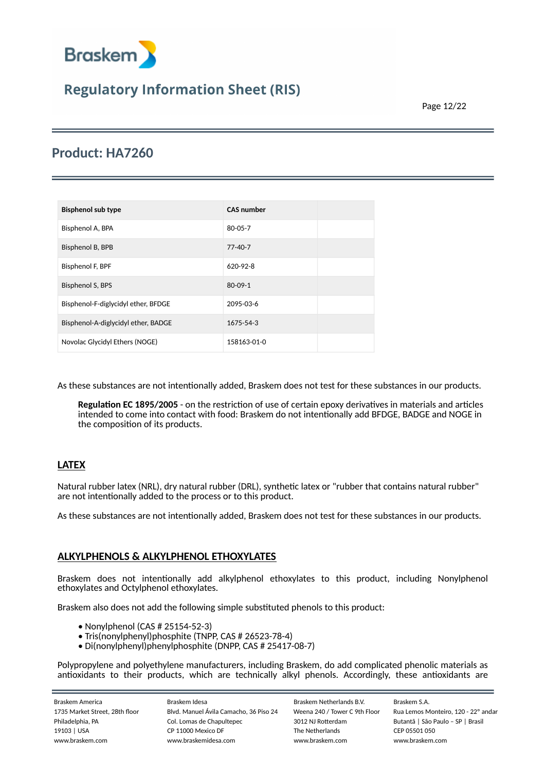| Bisphenol sub type | CAS number | |
|---|---|---|
| Bisphenol A, BPA | 80-05-7 | |
| Bisphenol B, BPB | 77-40-7 | |
| Bisphenol F, BPF | 620-92-8 | |
| Bisphenol S, BPS | 80-09-1 | |
| Bisphenol-F-diglycidyl ether, BFDGE | 2095-03-6 | |
| Bisphenol-A-diglycidyl ether, BADGE | 1675-54-3 | |
| Novolac Glycidyl Ethers (NOGE) | 158163-01-0 | |

As these substances are not intentionally added, Braskem does not test for these substances in our products.

> **Regulation EC 1895/2005** - on the restriction of use of certain epoxy derivatives in materials and articles intended to come into contact with food: Braskem do not intentionally add BFDGE, BADGE and NOGE in the composition of its products.

## LATEX

Natural rubber latex (NRL), dry natural rubber (DRL), synthetic latex or "rubber that contains natural rubber" are not intentionally added to the process or to this product.

As these substances are not intentionally added, Braskem does not test for these substances in our products.

## ALKYLPHENOLS & ALKYLPHENOL ETHOXYLATES

Braskem does not intentionally add alkylphenol ethoxylates to this product, including Nonylphenol ethoxylates and Octylphenol ethoxylates.

Braskem also does not add the following simple substituted phenols to this product:

- Nonylphenol (CAS # 25154-52-3)
- Tris(nonylphenyl)phosphite (TNPP, CAS # 26523-78-4)
- Di(nonylphenyl)phenylphosphite (DNPP, CAS # 25417-08-7)

Polypropylene and polyethylene manufacturers, including Braskem, do add complicated phenolic materials as antioxidants to their products, which are technically alkyl phenols. Accordingly, these antioxidants are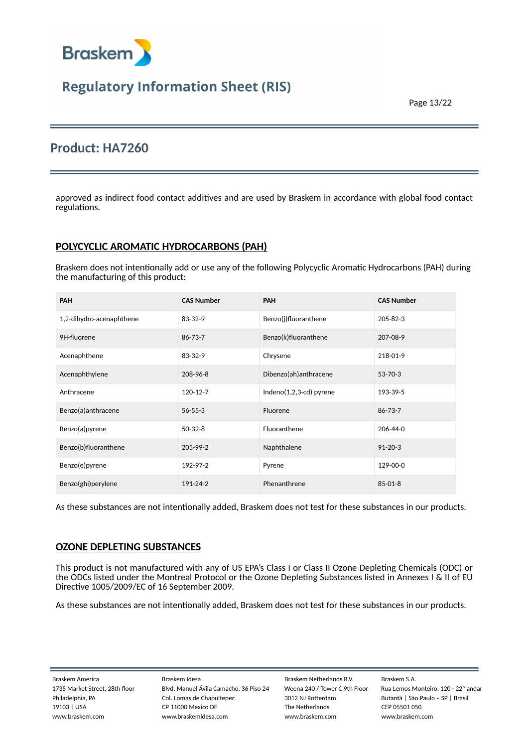approved as indirect food contact additives and are used by Braskem in accordance with global food contact regulations.

## POLYCYCLIC AROMATIC HYDROCARBONS (PAH)

Braskem does not intentionally add or use any of the following Polycyclic Aromatic Hydrocarbons (PAH) during the manufacturing of this product:

| PAH | CAS Number | PAH | CAS Number |
|---|---|---|---|
| 1,2-dihydro-acenaphthene | 83-32-9 | Benzo(j)fluoranthene | 205-82-3 |
| 9H-fluorene | 86-73-7 | Benzo(k)fluoranthene | 207-08-9 |
| Acenaphthene | 83-32-9 | Chrysene | 218-01-9 |
| Acenaphthylene | 208-96-8 | Dibenzo(ah)anthracene | 53-70-3 |
| Anthracene | 120-12-7 | Indeno(1,2,3-cd) pyrene | 193-39-5 |
| Benzo(a)anthracene | 56-55-3 | Fluorene | 86-73-7 |
| Benzo(a)pyrene | 50-32-8 | Fluoranthene | 206-44-0 |
| Benzo(b)fluoranthene | 205-99-2 | Naphthalene | 91-20-3 |
| Benzo(e)pyrene | 192-97-2 | Pyrene | 129-00-0 |
| Benzo(ghi)perylene | 191-24-2 | Phenanthrene | 85-01-8 |

As these substances are not intentionally added, Braskem does not test for these substances in our products.

## OZONE DEPLETING SUBSTANCES

This product is not manufactured with any of US EPA's Class I or Class II Ozone Depleting Chemicals (ODC) or the ODCs listed under the Montreal Protocol or the Ozone Depleting Substances listed in Annexes I & II of EU Directive 1005/2009/EC of 16 September 2009.

As these substances are not intentionally added, Braskem does not test for these substances in our products.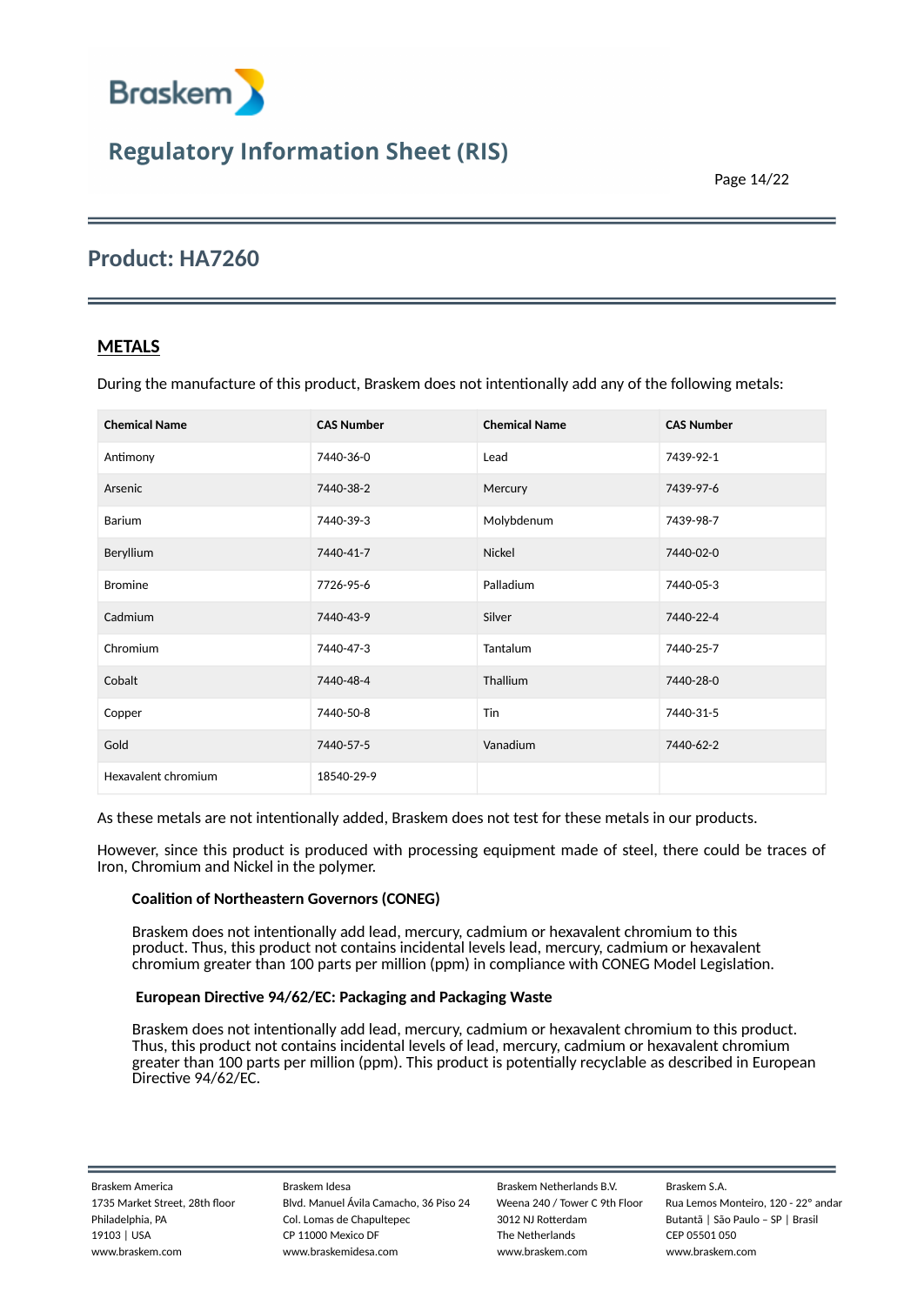# Regulatory Information Sheet (RIS)

## Product: HA7260

### METALS

During the manufacture of this product, Braskem does not intentionally add any of the following metals:

| Chemical Name | CAS Number | Chemical Name | CAS Number |
|---|---|---|---|
| Antimony | 7440-36-0 | Lead | 7439-92-1 |
| Arsenic | 7440-38-2 | Mercury | 7439-97-6 |
| Barium | 7440-39-3 | Molybdenum | 7439-98-7 |
| Beryllium | 7440-41-7 | Nickel | 7440-02-0 |
| Bromine | 7726-95-6 | Palladium | 7440-05-3 |
| Cadmium | 7440-43-9 | Silver | 7440-22-4 |
| Chromium | 7440-47-3 | Tantalum | 7440-25-7 |
| Cobalt | 7440-48-4 | Thallium | 7440-28-0 |
| Copper | 7440-50-8 | Tin | 7440-31-5 |
| Gold | 7440-57-5 | Vanadium | 7440-62-2 |
| Hexavalent chromium | 18540-29-9 | | |

As these metals are not intentionally added, Braskem does not test for these metals in our products.

However, since this product is produced with processing equipment made of steel, there could be traces of Iron, Chromium and Nickel in the polymer.

**Coalition of Northeastern Governors (CONEG)**

Braskem does not intentionally add lead, mercury, cadmium or hexavalent chromium to this product. Thus, this product not contains incidental levels lead, mercury, cadmium or hexavalent chromium greater than 100 parts per million (ppm) in compliance with CONEG Model Legislation.

**European Directive 94/62/EC: Packaging and Packaging Waste**

Braskem does not intentionally add lead, mercury, cadmium or hexavalent chromium to this product. Thus, this product not contains incidental levels of lead, mercury, cadmium or hexavalent chromium greater than 100 parts per million (ppm). This product is potentially recyclable as described in European Directive 94/62/EC.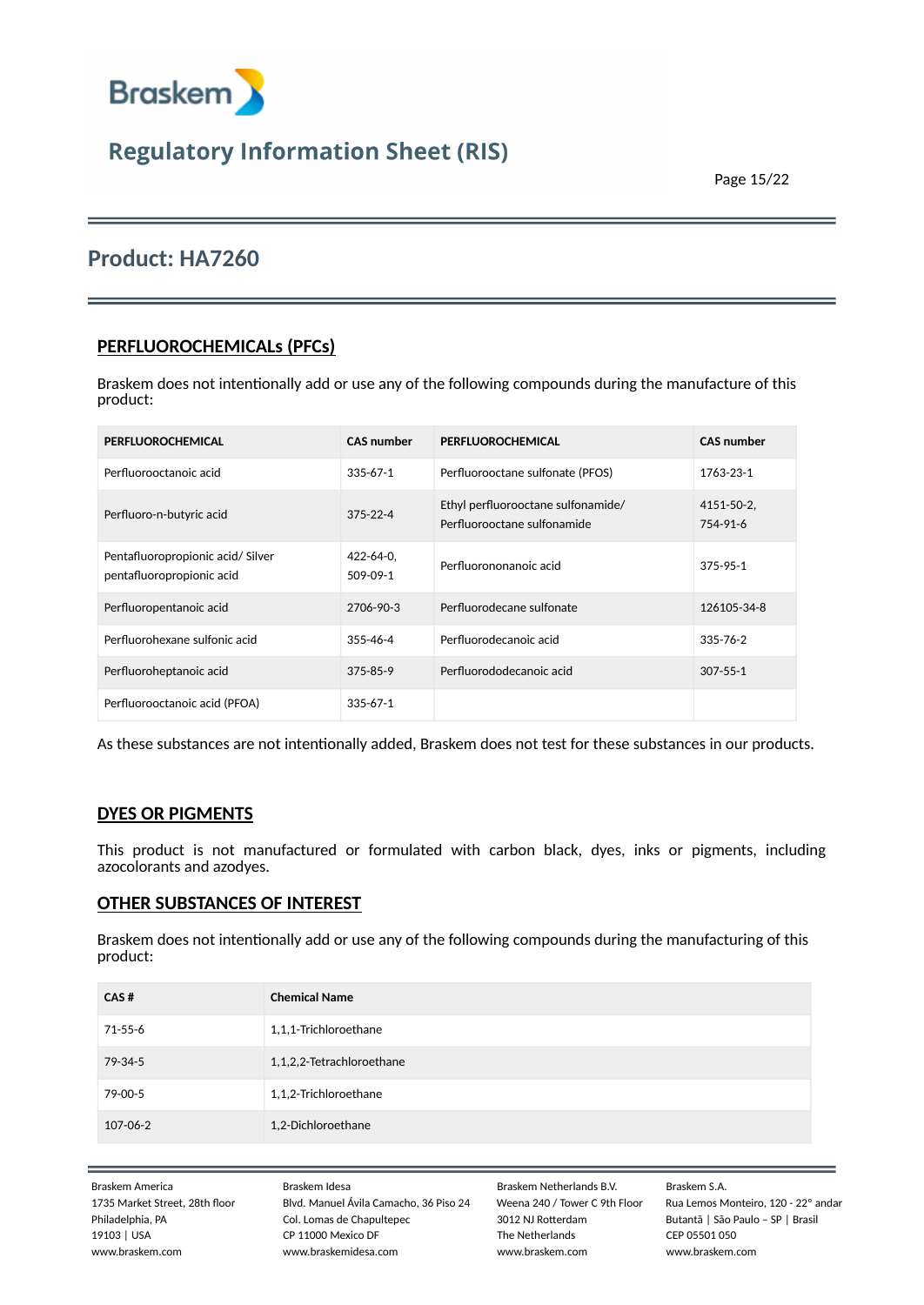# Regulatory Information Sheet (RIS)

## Product: HA7260

### PERFLUOROCHEMICALs (PFCs)

Braskem does not intentionally add or use any of the following compounds during the manufacture of this product:

| PERFLUOROCHEMICAL | CAS number | PERFLUOROCHEMICAL | CAS number |
|---|---|---|---|
| Perfluorooctanoic acid | 335-67-1 | Perfluorooctane sulfonate (PFOS) | 1763-23-1 |
| Perfluoro-n-butyric acid | 375-22-4 | Ethyl perfluorooctane sulfonamide/ Perfluorooctane sulfonamide | 4151-50-2, 754-91-6 |
| Pentafluoropropionic acid/ Silver pentafluoropropionic acid | 422-64-0, 509-09-1 | Perfluorononanoic acid | 375-95-1 |
| Perfluoropentanoic acid | 2706-90-3 | Perfluorodecane sulfonate | 126105-34-8 |
| Perfluorohexane sulfonic acid | 355-46-4 | Perfluorodecanoic acid | 335-76-2 |
| Perfluoroheptanoic acid | 375-85-9 | Perfluorododecanoic acid | 307-55-1 |
| Perfluorooctanoic acid (PFOA) | 335-67-1 | | |

As these substances are not intentionally added, Braskem does not test for these substances in our products.

### DYES OR PIGMENTS

This product is not manufactured or formulated with carbon black, dyes, inks or pigments, including azocolorants and azodyes.

### OTHER SUBSTANCES OF INTEREST

Braskem does not intentionally add or use any of the following compounds during the manufacturing of this product:

| CAS # | Chemical Name |
|---|---|
| 71-55-6 | 1,1,1-Trichloroethane |
| 79-34-5 | 1,1,2,2-Tetrachloroethane |
| 79-00-5 | 1,1,2-Trichloroethane |
| 107-06-2 | 1,2-Dichloroethane |

Braskem America
1735 Market Street, 28th floor
Philadelphia, PA
19103 | USA
www.braskem.com

Braskem Idesa
Blvd. Manuel Ávila Camacho, 36 Piso 24
Col. Lomas de Chapultepec
CP 11000 Mexico DF
www.braskemidesa.com

Braskem Netherlands B.V.
Weena 240 / Tower C 9th Floor
3012 NJ Rotterdam
The Netherlands
www.braskem.com

Braskem S.A.
Rua Lemos Monteiro, 120 - 22º andar
Butantã | São Paulo – SP | Brasil
CEP 05501 050
www.braskem.com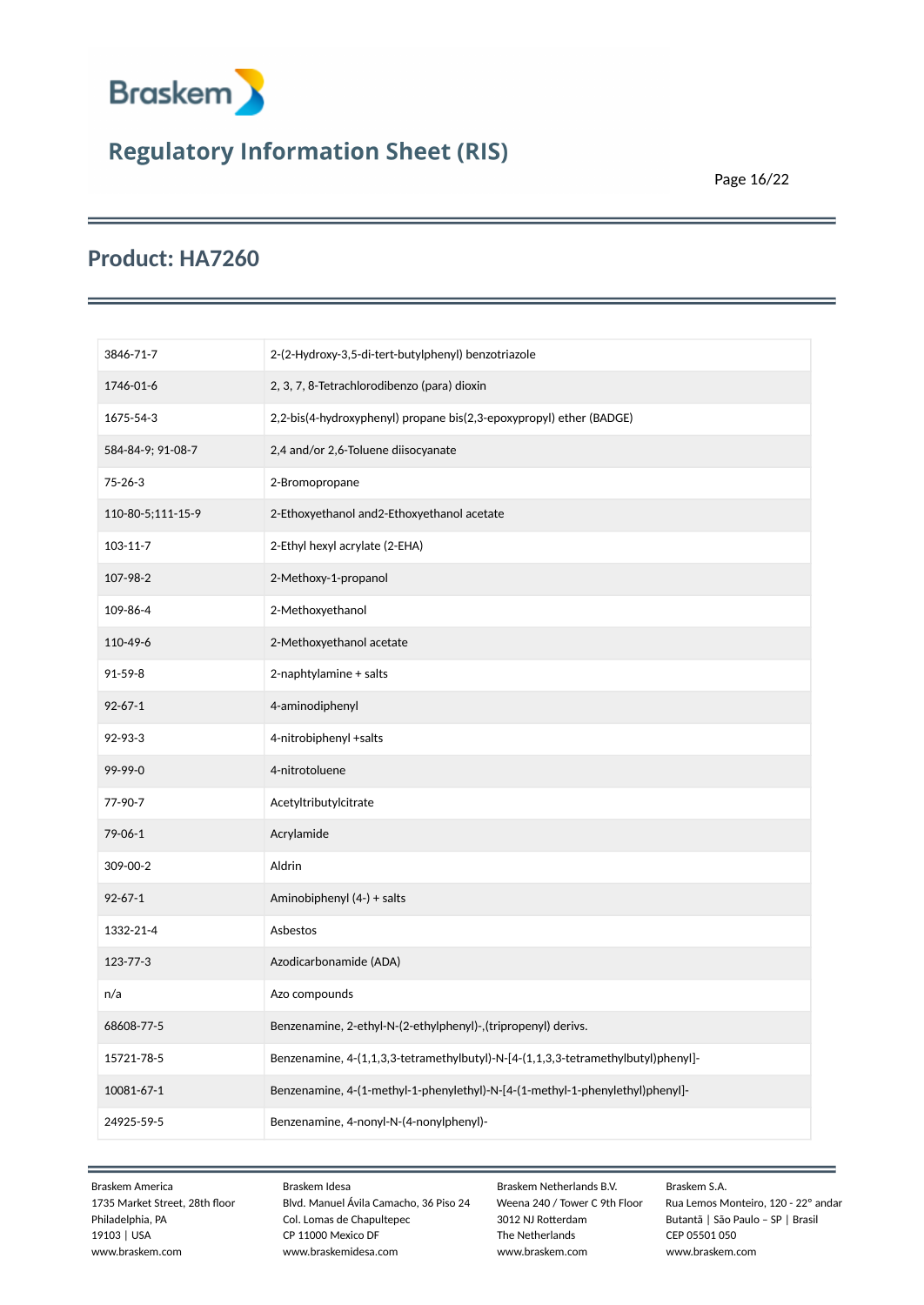## Product: HA7260

| | |
|---|---|
| 3846-71-7 | 2-(2-Hydroxy-3,5-di-tert-butylphenyl) benzotriazole |
| 1746-01-6 | 2, 3, 7, 8-Tetrachlorodibenzo (para) dioxin |
| 1675-54-3 | 2,2-bis(4-hydroxyphenyl) propane bis(2,3-epoxypropyl) ether (BADGE) |
| 584-84-9; 91-08-7 | 2,4 and/or 2,6-Toluene diisocyanate |
| 75-26-3 | 2-Bromopropane |
| 110-80-5;111-15-9 | 2-Ethoxyethanol and2-Ethoxyethanol acetate |
| 103-11-7 | 2-Ethyl hexyl acrylate (2-EHA) |
| 107-98-2 | 2-Methoxy-1-propanol |
| 109-86-4 | 2-Methoxyethanol |
| 110-49-6 | 2-Methoxyethanol acetate |
| 91-59-8 | 2-naphtylamine + salts |
| 92-67-1 | 4-aminodiphenyl |
| 92-93-3 | 4-nitrobiphenyl +salts |
| 99-99-0 | 4-nitrotoluene |
| 77-90-7 | Acetyltributylcitrate |
| 79-06-1 | Acrylamide |
| 309-00-2 | Aldrin |
| 92-67-1 | Aminobiphenyl (4-) + salts |
| 1332-21-4 | Asbestos |
| 123-77-3 | Azodicarbonamide (ADA) |
| n/a | Azo compounds |
| 68608-77-5 | Benzenamine, 2-ethyl-N-(2-ethylphenyl)-,(tripropenyl) derivs. |
| 15721-78-5 | Benzenamine, 4-(1,1,3,3-tetramethylbutyl)-N-[4-(1,1,3,3-tetramethylbutyl)phenyl]- |
| 10081-67-1 | Benzenamine, 4-(1-methyl-1-phenylethyl)-N-[4-(1-methyl-1-phenylethyl)phenyl]- |
| 24925-59-5 | Benzenamine, 4-nonyl-N-(4-nonylphenyl)- |

Braskem America
1735 Market Street, 28th floor
Philadelphia, PA
19103 | USA
www.braskem.com

Braskem Idesa
Blvd. Manuel Ávila Camacho, 36 Piso 24
Col. Lomas de Chapultepec
CP 11000 Mexico DF
www.braskemidesa.com

Braskem Netherlands B.V.
Weena 240 / Tower C 9th Floor
3012 NJ Rotterdam
The Netherlands
www.braskem.com

Braskem S.A.
Rua Lemos Monteiro, 120 - 22° andar
Butantã | São Paulo – SP | Brasil
CEP 05501 050
www.braskem.com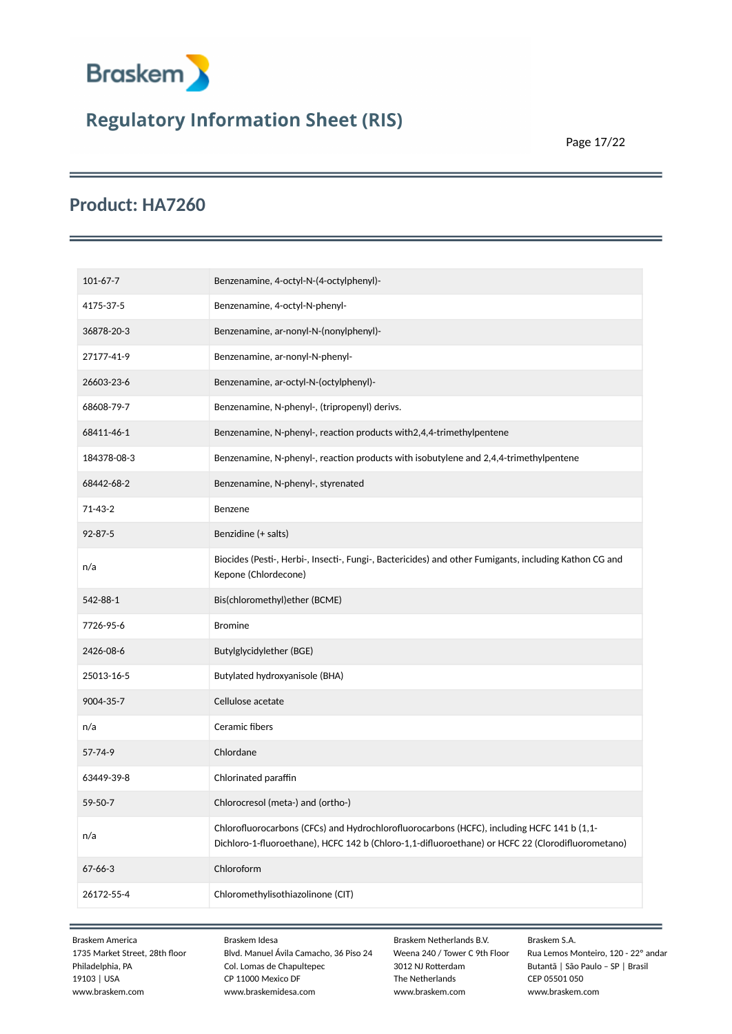## Product: HA7260

| | |
|---|---|
| 101-67-7 | Benzenamine, 4-octyl-N-(4-octylphenyl)- |
| 4175-37-5 | Benzenamine, 4-octyl-N-phenyl- |
| 36878-20-3 | Benzenamine, ar-nonyl-N-(nonylphenyl)- |
| 27177-41-9 | Benzenamine, ar-nonyl-N-phenyl- |
| 26603-23-6 | Benzenamine, ar-octyl-N-(octylphenyl)- |
| 68608-79-7 | Benzenamine, N-phenyl-, (tripropenyl) derivs. |
| 68411-46-1 | Benzenamine, N-phenyl-, reaction products with2,4,4-trimethylpentene |
| 184378-08-3 | Benzenamine, N-phenyl-, reaction products with isobutylene and 2,4,4-trimethylpentene |
| 68442-68-2 | Benzenamine, N-phenyl-, styrenated |
| 71-43-2 | Benzene |
| 92-87-5 | Benzidine (+ salts) |
| n/a | Biocides (Pesti-, Herbi-, Insecti-, Fungi-, Bactericides) and other Fumigants, including Kathon CG and Kepone (Chlordecone) |
| 542-88-1 | Bis(chloromethyl)ether (BCME) |
| 7726-95-6 | Bromine |
| 2426-08-6 | Butylglycidylether (BGE) |
| 25013-16-5 | Butylated hydroxyanisole (BHA) |
| 9004-35-7 | Cellulose acetate |
| n/a | Ceramic fibers |
| 57-74-9 | Chlordane |
| 63449-39-8 | Chlorinated paraffin |
| 59-50-7 | Chlorocresol (meta-) and (ortho-) |
| n/a | Chlorofluorocarbons (CFCs) and Hydrochlorofluorocarbons (HCFC), including HCFC 141 b (1,1-Dichloro-1-fluoroethane), HCFC 142 b (Chloro-1,1-difluoroethane) or HCFC 22 (Clorodifluorometano) |
| 67-66-3 | Chloroform |
| 26172-55-4 | Chloromethylisothiazolinone (CIT) |

Braskem America
1735 Market Street, 28th floor
Philadelphia, PA
19103 | USA
www.braskem.com

Braskem Idesa
Blvd. Manuel Ávila Camacho, 36 Piso 24
Col. Lomas de Chapultepec
CP 11000 Mexico DF
www.braskemidesa.com

Braskem Netherlands B.V.
Weena 240 / Tower C 9th Floor
3012 NJ Rotterdam
The Netherlands
www.braskem.com

Braskem S.A.
Rua Lemos Monteiro, 120 - 22° andar
Butantã | São Paulo – SP | Brasil
CEP 05501 050
www.braskem.com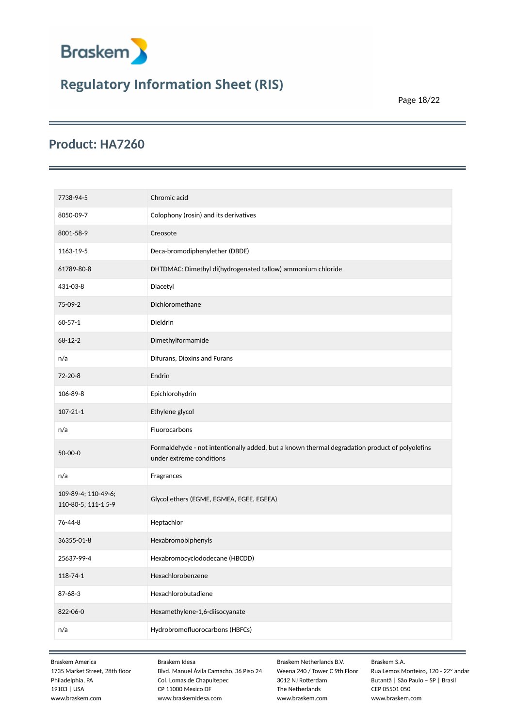## Product: HA7260

| | |
|---|---|
| 7738-94-5 | Chromic acid |
| 8050-09-7 | Colophony (rosin) and its derivatives |
| 8001-58-9 | Creosote |
| 1163-19-5 | Deca-bromodiphenylether (DBDE) |
| 61789-80-8 | DHTDMAC: Dimethyl di(hydrogenated tallow) ammonium chloride |
| 431-03-8 | Diacetyl |
| 75-09-2 | Dichloromethane |
| 60-57-1 | Dieldrin |
| 68-12-2 | Dimethylformamide |
| n/a | Difurans, Dioxins and Furans |
| 72-20-8 | Endrin |
| 106-89-8 | Epichlorohydrin |
| 107-21-1 | Ethylene glycol |
| n/a | Fluorocarbons |
| 50-00-0 | Formaldehyde - not intentionally added, but a known thermal degradation product of polyolefins under extreme conditions |
| n/a | Fragrances |
| 109-89-4; 110-49-6; 110-80-5; 111-1 5-9 | Glycol ethers (EGME, EGMEA, EGEE, EGEEA) |
| 76-44-8 | Heptachlor |
| 36355-01-8 | Hexabromobiphenyls |
| 25637-99-4 | Hexabromocyclododecane (HBCDD) |
| 118-74-1 | Hexachlorobenzene |
| 87-68-3 | Hexachlorobutadiene |
| 822-06-0 | Hexamethylene-1,6-diisocyanate |
| n/a | Hydrobromofluorocarbons (HBFCs) |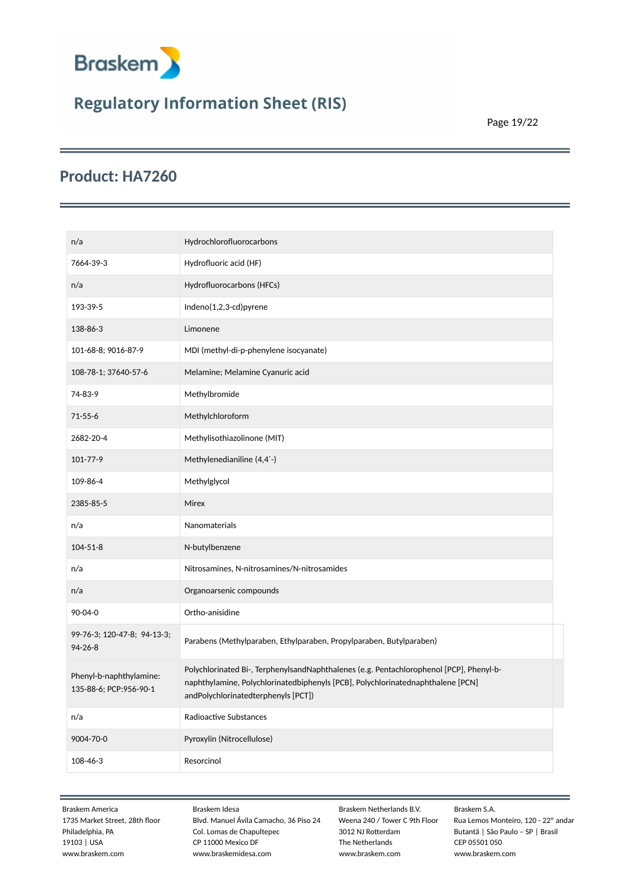## Product: HA7260

| | |
|---|---|
| n/a | Hydrochlorofluorocarbons |
| 7664-39-3 | Hydrofluoric acid (HF) |
| n/a | Hydrofluorocarbons (HFCs) |
| 193-39-5 | Indeno(1,2,3-cd)pyrene |
| 138-86-3 | Limonene |
| 101-68-8; 9016-87-9 | MDI (methyl-di-p-phenylene isocyanate) |
| 108-78-1; 37640-57-6 | Melamine; Melamine Cyanuric acid |
| 74-83-9 | Methylbromide |
| 71-55-6 | Methylchloroform |
| 2682-20-4 | Methylisothiazolinone (MIT) |
| 101-77-9 | Methylenedianiline (4,4´-) |
| 109-86-4 | Methylglycol |
| 2385-85-5 | Mirex |
| n/a | Nanomaterials |
| 104-51-8 | N-butylbenzene |
| n/a | Nitrosamines, N-nitrosamines/N-nitrosamides |
| n/a | Organoarsenic compounds |
| 90-04-0 | Ortho-anisidine |
| 99-76-3; 120-47-8; 94-13-3; 94-26-8 | Parabens (Methylparaben, Ethylparaben, Propylparaben, Butylparaben) |
| Phenyl-b-naphthylamine: 135-88-6; PCP:956-90-1 | Polychlorinated Bi-, TerphenylsandNaphthalenes (e.g. Pentachlorophenol [PCP], Phenyl-b-naphthylamine, Polychlorinatedbiphenyls [PCB], Polychlorinatednaphthalene [PCN] andPolychlorinatedterphenyls [PCT]) |
| n/a | Radioactive Substances |
| 9004-70-0 | Pyroxylin (Nitrocellulose) |
| 108-46-3 | Resorcinol |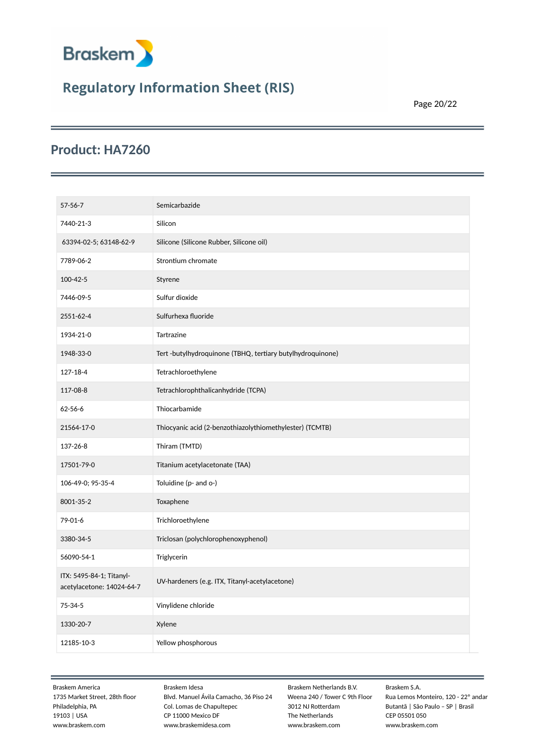## Product: HA7260

| | |
|---|---|
| 57-56-7 | Semicarbazide |
| 7440-21-3 | Silicon |
| 63394-02-5; 63148-62-9 | Silicone (Silicone Rubber, Silicone oil) |
| 7789-06-2 | Strontium chromate |
| 100-42-5 | Styrene |
| 7446-09-5 | Sulfur dioxide |
| 2551-62-4 | Sulfurhexa fluoride |
| 1934-21-0 | Tartrazine |
| 1948-33-0 | Tert -butylhydroquinone (TBHQ, tertiary butylhydroquinone) |
| 127-18-4 | Tetrachloroethylene |
| 117-08-8 | Tetrachlorophthalicanhydride (TCPA) |
| 62-56-6 | Thiocarbamide |
| 21564-17-0 | Thiocyanic acid (2-benzothiazolythiomethylester) (TCMTB) |
| 137-26-8 | Thiram (TMTD) |
| 17501-79-0 | Titanium acetylacetonate (TAA) |
| 106-49-0; 95-35-4 | Toluidine (p- and o-) |
| 8001-35-2 | Toxaphene |
| 79-01-6 | Trichloroethylene |
| 3380-34-5 | Triclosan (polychlorophenoxyphenol) |
| 56090-54-1 | Triglycerin |
| ITX: 5495-84-1; Titanyl-acetylacetone: 14024-64-7 | UV-hardeners (e.g. ITX, Titanyl-acetylacetone) |
| 75-34-5 | Vinylidene chloride |
| 1330-20-7 | Xylene |
| 12185-10-3 | Yellow phosphorous |

Braskem America
1735 Market Street, 28th floor
Philadelphia, PA
19103 | USA
www.braskem.com

Braskem Idesa
Blvd. Manuel Ávila Camacho, 36 Piso 24
Col. Lomas de Chapultepec
CP 11000 Mexico DF
www.braskemidesa.com

Braskem Netherlands B.V.
Weena 240 / Tower C 9th Floor
3012 NJ Rotterdam
The Netherlands
www.braskem.com

Braskem S.A.
Rua Lemos Monteiro, 120 - 22° andar
Butantã | São Paulo – SP | Brasil
CEP 05501 050
www.braskem.com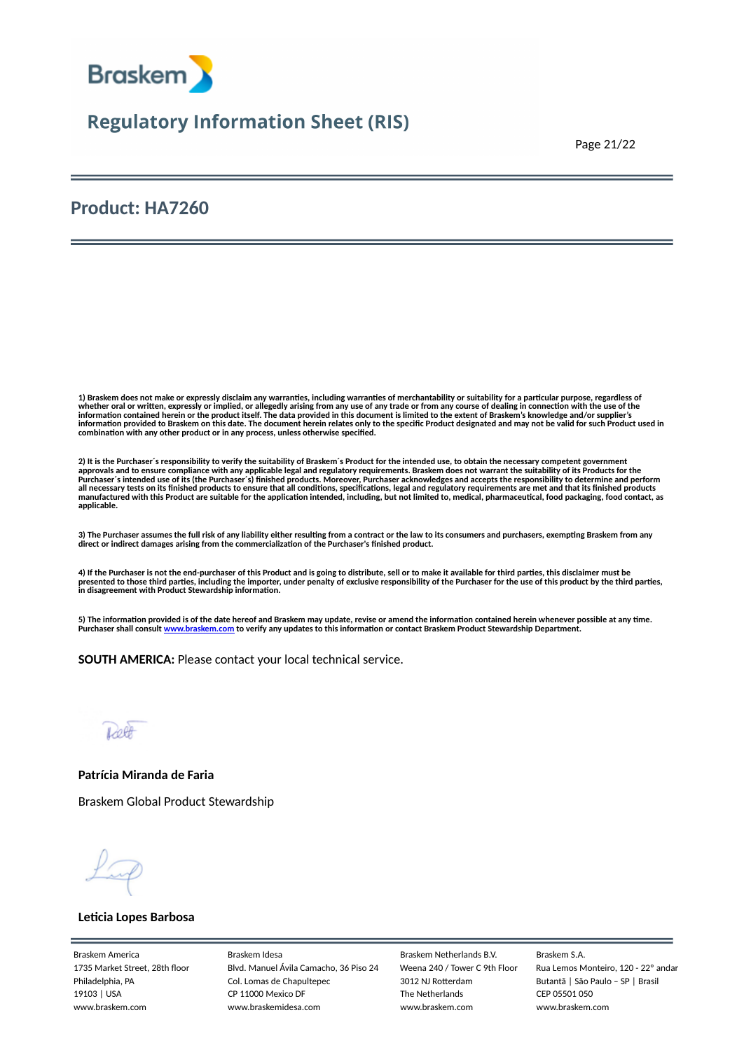## Product: HA7260

**1) Braskem does not make or expressly disclaim any warranties, including warranties of merchantability or suitability for a particular purpose, regardless of whether oral or written, expressly or implied, or allegedly arising from any use of any trade or from any course of dealing in connection with the use of the information contained herein or the product itself. The data provided in this document is limited to the extent of Braskem's knowledge and/or supplier's information provided to Braskem on this date. The document herein relates only to the specific Product designated and may not be valid for such Product used in combination with any other product or in any process, unless otherwise specified.**

**2) It is the Purchaser´s responsibility to verify the suitability of Braskem´s Product for the intended use, to obtain the necessary competent government approvals and to ensure compliance with any applicable legal and regulatory requirements. Braskem does not warrant the suitability of its Products for the Purchaser´s intended use of its (the Purchaser´s) finished products. Moreover, Purchaser acknowledges and accepts the responsibility to determine and perform all necessary tests on its finished products to ensure that all conditions, specifications, legal and regulatory requirements are met and that its finished products manufactured with this Product are suitable for the application intended, including, but not limited to, medical, pharmaceutical, food packaging, food contact, as applicable.**

**3) The Purchaser assumes the full risk of any liability either resulting from a contract or the law to its consumers and purchasers, exempting Braskem from any direct or indirect damages arising from the commercialization of the Purchaser's finished product.**

**4) If the Purchaser is not the end-purchaser of this Product and is going to distribute, sell or to make it available for third parties, this disclaimer must be presented to those third parties, including the importer, under penalty of exclusive responsibility of the Purchaser for the use of this product by the third parties, in disagreement with Product Stewardship information.**

**5) The information provided is of the date hereof and Braskem may update, revise or amend the information contained herein whenever possible at any time. Purchaser shall consult [www.braskem.com](http://www.braskem.com) to verify any updates to this information or contact Braskem Product Stewardship Department.**

**SOUTH AMERICA:** Please contact your local technical service.

**Patrícia Miranda de Faria**

Braskem Global Product Stewardship

**Leticia Lopes Barbosa**

Braskem America
1735 Market Street, 28th floor
Philadelphia, PA
19103 | USA
www.braskem.com

Braskem Idesa
Blvd. Manuel Ávila Camacho, 36 Piso 24
Col. Lomas de Chapultepec
CP 11000 Mexico DF
www.braskemidesa.com

Braskem Netherlands B.V.
Weena 240 / Tower C 9th Floor
3012 NJ Rotterdam
The Netherlands
www.braskem.com

Braskem S.A.
Rua Lemos Monteiro, 120 - 22° andar
Butantã | São Paulo – SP | Brasil
CEP 05501 050
www.braskem.com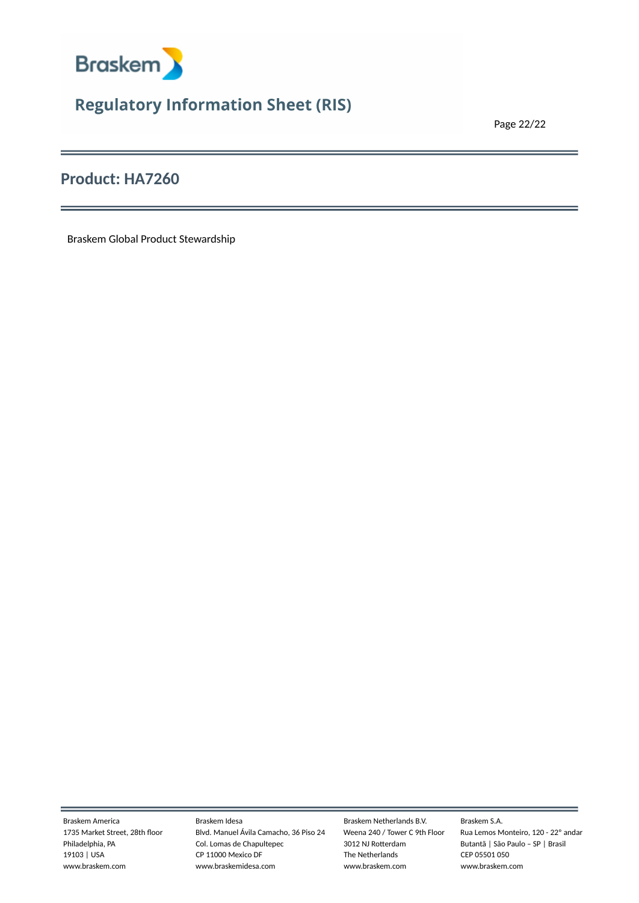Braskem Global Product Stewardship